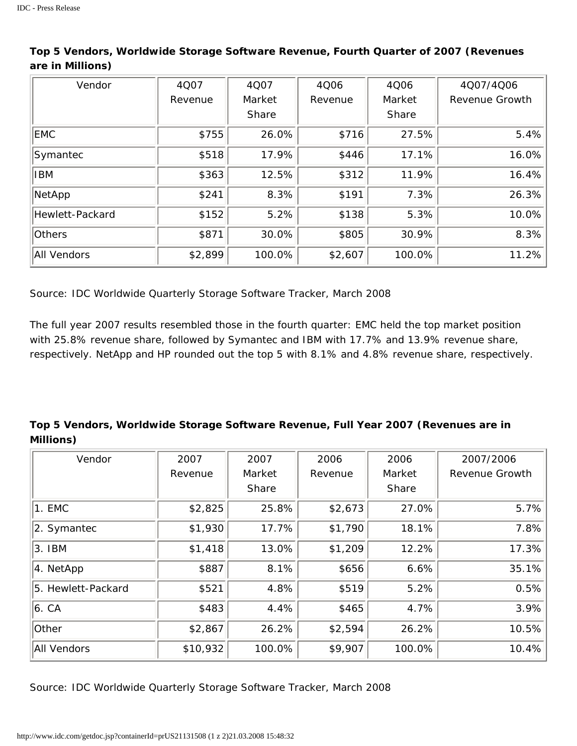**Top 5 Vendors, Worldwide Storage Software Revenue, Fourth Quarter of 2007 (Revenues are in Millions)**

| Vendor | 4Q07 Revenue | 4Q07 Market Share | 4Q06 Revenue | 4Q06 Market Share | 4Q07/4Q06 Revenue Growth |
|---|---|---|---|---|---|
| EMC | $755 | 26.0% | $716 | 27.5% | 5.4% |
| Symantec | $518 | 17.9% | $446 | 17.1% | 16.0% |
| IBM | $363 | 12.5% | $312 | 11.9% | 16.4% |
| NetApp | $241 | 8.3% | $191 | 7.3% | 26.3% |
| Hewlett-Packard | $152 | 5.2% | $138 | 5.3% | 10.0% |
| Others | $871 | 30.0% | $805 | 30.9% | 8.3% |
| All Vendors | $2,899 | 100.0% | $2,607 | 100.0% | 11.2% |

Source: IDC Worldwide Quarterly Storage Software Tracker, March 2008

The full year 2007 results resembled those in the fourth quarter: EMC held the top market position with 25.8% revenue share, followed by Symantec and IBM with 17.7% and 13.9% revenue share, respectively. NetApp and HP rounded out the top 5 with 8.1% and 4.8% revenue share, respectively.

**Top 5 Vendors, Worldwide Storage Software Revenue, Full Year 2007 (Revenues are in Millions)**

| Vendor | 2007 Revenue | 2007 Market Share | 2006 Revenue | 2006 Market Share | 2007/2006 Revenue Growth |
|---|---|---|---|---|---|
| 1. EMC | $2,825 | 25.8% | $2,673 | 27.0% | 5.7% |
| 2. Symantec | $1,930 | 17.7% | $1,790 | 18.1% | 7.8% |
| 3. IBM | $1,418 | 13.0% | $1,209 | 12.2% | 17.3% |
| 4. NetApp | $887 | 8.1% | $656 | 6.6% | 35.1% |
| 5. Hewlett-Packard | $521 | 4.8% | $519 | 5.2% | 0.5% |
| 6. CA | $483 | 4.4% | $465 | 4.7% | 3.9% |
| Other | $2,867 | 26.2% | $2,594 | 26.2% | 10.5% |
| All Vendors | $10,932 | 100.0% | $9,907 | 100.0% | 10.4% |

Source: IDC Worldwide Quarterly Storage Software Tracker, March 2008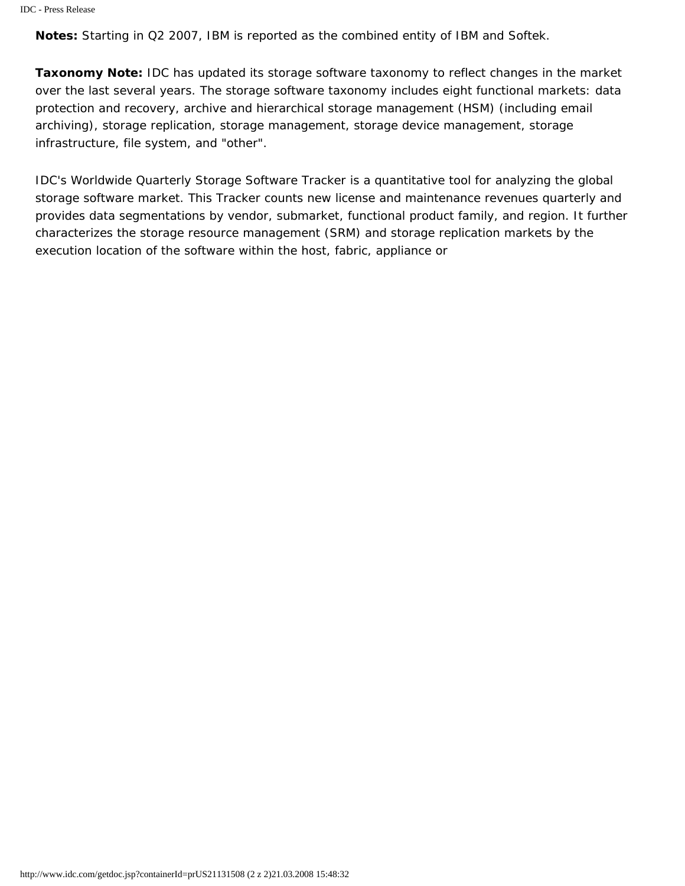**Notes:** Starting in Q2 2007, IBM is reported as the combined entity of IBM and Softek.

**Taxonomy Note:** IDC has updated its storage software taxonomy to reflect changes in the market over the last several years. The storage software taxonomy includes eight functional markets: data protection and recovery, archive and hierarchical storage management (HSM) (including email archiving), storage replication, storage management, storage device management, storage infrastructure, file system, and "other".

IDC's Worldwide Quarterly Storage Software Tracker is a quantitative tool for analyzing the global storage software market. This Tracker counts new license and maintenance revenues quarterly and provides data segmentations by vendor, submarket, functional product family, and region. It further characterizes the storage resource management (SRM) and storage replication markets by the execution location of the software within the host, fabric, appliance or